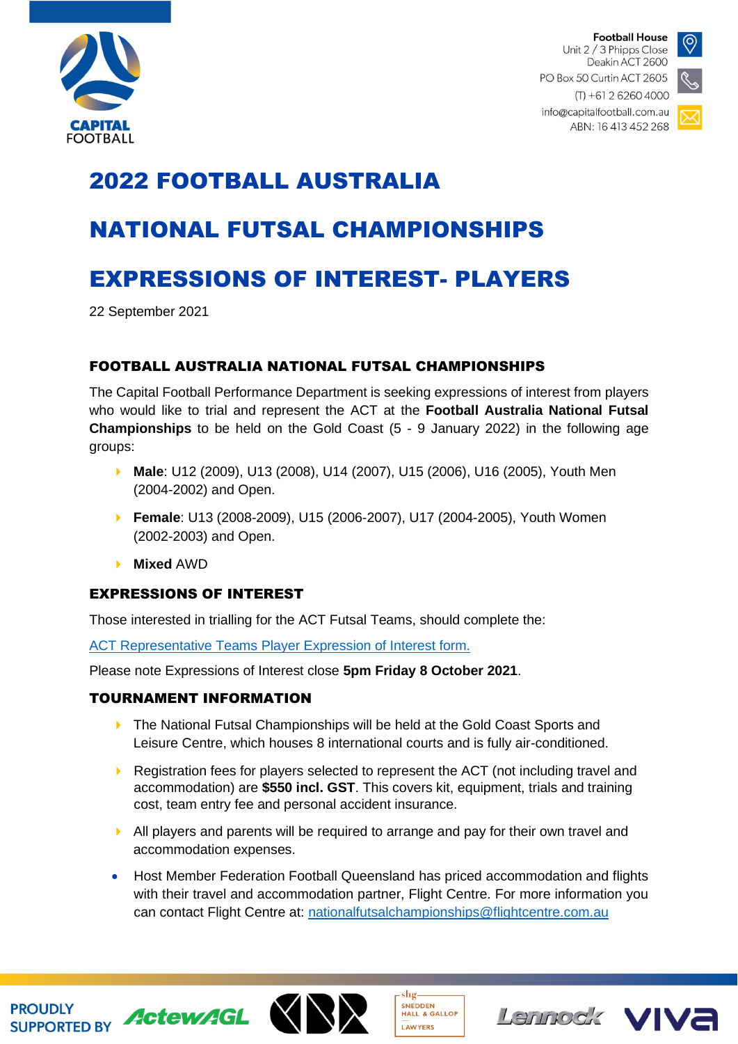CAPITAL FOOTBALL

**Football House**
Unit 2 / 3 Phipps Close
Deakin ACT 2600
PO Box 50 Curtin ACT 2605
(T) +61 2 6260 4000
info@capitalfootball.com.au
ABN: 16 413 452 268

# 2022 FOOTBALL AUSTRALIA

# NATIONAL FUTSAL CHAMPIONSHIPS

# EXPRESSIONS OF INTEREST- PLAYERS

22 September 2021

## FOOTBALL AUSTRALIA NATIONAL FUTSAL CHAMPIONSHIPS

The Capital Football Performance Department is seeking expressions of interest from players who would like to trial and represent the ACT at the **Football Australia National Futsal Championships** to be held on the Gold Coast (5 - 9 January 2022) in the following age groups:

- **Male**: U12 (2009), U13 (2008), U14 (2007), U15 (2006), U16 (2005), Youth Men (2004-2002) and Open.
- **Female**: U13 (2008-2009), U15 (2006-2007), U17 (2004-2005), Youth Women (2002-2003) and Open.
- **Mixed** AWD

## EXPRESSIONS OF INTEREST

Those interested in trialling for the ACT Futsal Teams, should complete the:

ACT Representative Teams Player Expression of Interest form.

Please note Expressions of Interest close **5pm Friday 8 October 2021**.

## TOURNAMENT INFORMATION

- The National Futsal Championships will be held at the Gold Coast Sports and Leisure Centre, which houses 8 international courts and is fully air-conditioned.
- Registration fees for players selected to represent the ACT (not including travel and accommodation) are **$550 incl. GST**. This covers kit, equipment, trials and training cost, team entry fee and personal accident insurance.
- All players and parents will be required to arrange and pay for their own travel and accommodation expenses.
- Host Member Federation Football Queensland has priced accommodation and flights with their travel and accommodation partner, Flight Centre. For more information you can contact Flight Centre at: nationalfutsalchampionships@flightcentre.com.au

PROUDLY SUPPORTED BY ActewAGL CBR SNEDDEN HALL & GALLOP LAWYERS Lennock VIVA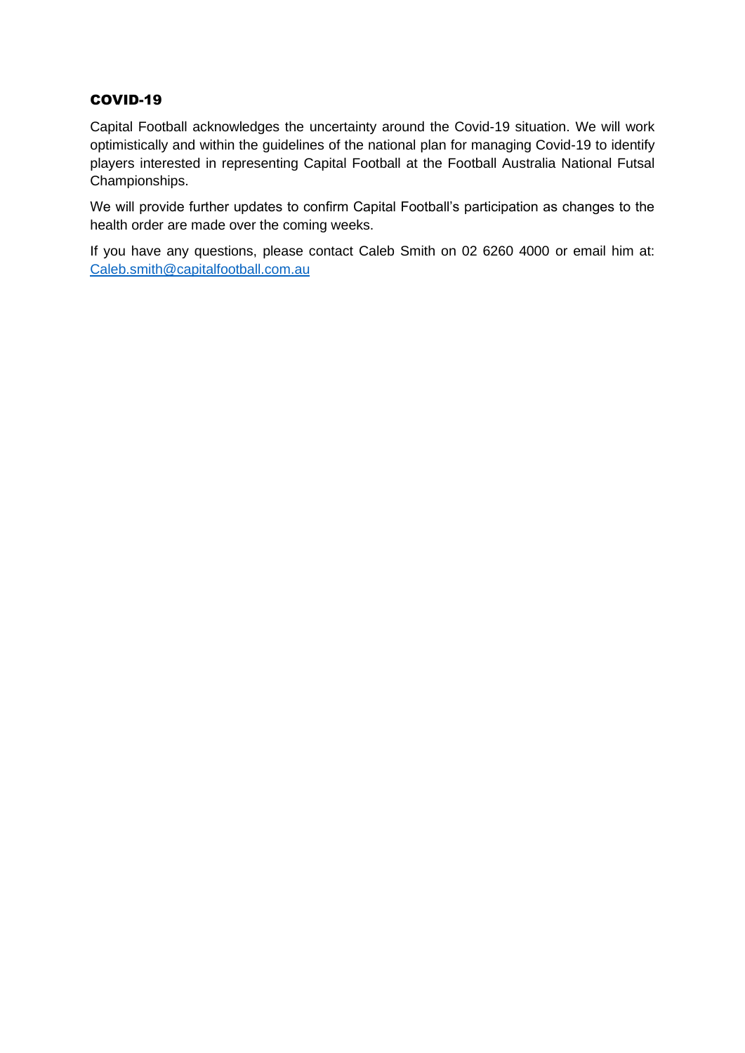## COVID-19

Capital Football acknowledges the uncertainty around the Covid-19 situation. We will work optimistically and within the guidelines of the national plan for managing Covid-19 to identify players interested in representing Capital Football at the Football Australia National Futsal Championships.

We will provide further updates to confirm Capital Football's participation as changes to the health order are made over the coming weeks.

If you have any questions, please contact Caleb Smith on 02 6260 4000 or email him at: Caleb.smith@capitalfootball.com.au